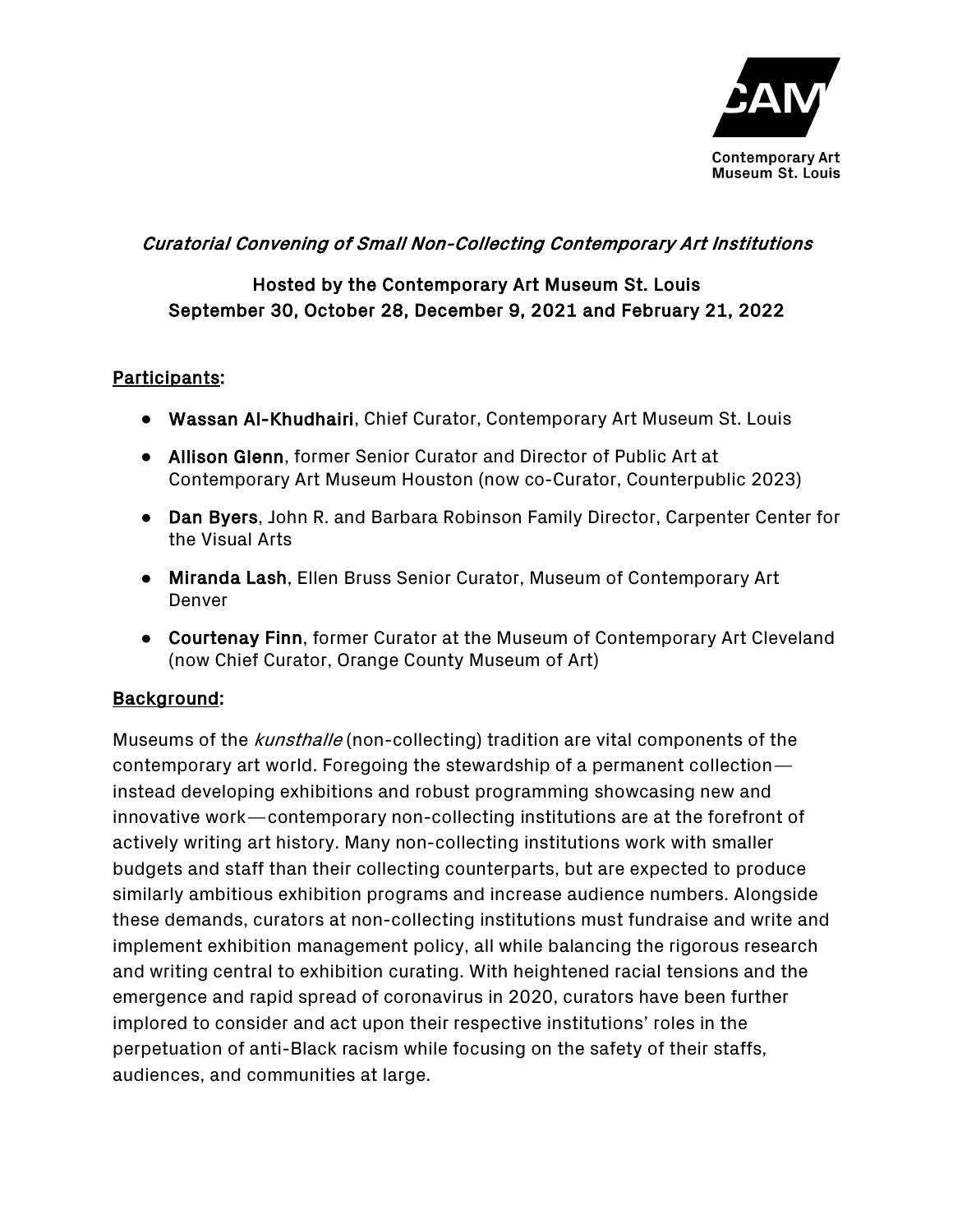CAM

Contemporary Art Museum St. Louis

*Curatorial Convening of Small Non-Collecting Contemporary Art Institutions*

**Hosted by the Contemporary Art Museum St. Louis**
**September 30, October 28, December 9, 2021 and February 21, 2022**

## Participants:

- **Wassan Al-Khudhairi**, Chief Curator, Contemporary Art Museum St. Louis
- **Allison Glenn**, former Senior Curator and Director of Public Art at Contemporary Art Museum Houston (now co-Curator, Counterpublic 2023)
- **Dan Byers**, John R. and Barbara Robinson Family Director, Carpenter Center for the Visual Arts
- **Miranda Lash**, Ellen Bruss Senior Curator, Museum of Contemporary Art Denver
- **Courtenay Finn**, former Curator at the Museum of Contemporary Art Cleveland (now Chief Curator, Orange County Museum of Art)

## Background:

Museums of the *kunsthalle* (non-collecting) tradition are vital components of the contemporary art world. Foregoing the stewardship of a permanent collection—instead developing exhibitions and robust programming showcasing new and innovative work—contemporary non-collecting institutions are at the forefront of actively writing art history. Many non-collecting institutions work with smaller budgets and staff than their collecting counterparts, but are expected to produce similarly ambitious exhibition programs and increase audience numbers. Alongside these demands, curators at non-collecting institutions must fundraise and write and implement exhibition management policy, all while balancing the rigorous research and writing central to exhibition curating. With heightened racial tensions and the emergence and rapid spread of coronavirus in 2020, curators have been further implored to consider and act upon their respective institutions' roles in the perpetuation of anti-Black racism while focusing on the safety of their staffs, audiences, and communities at large.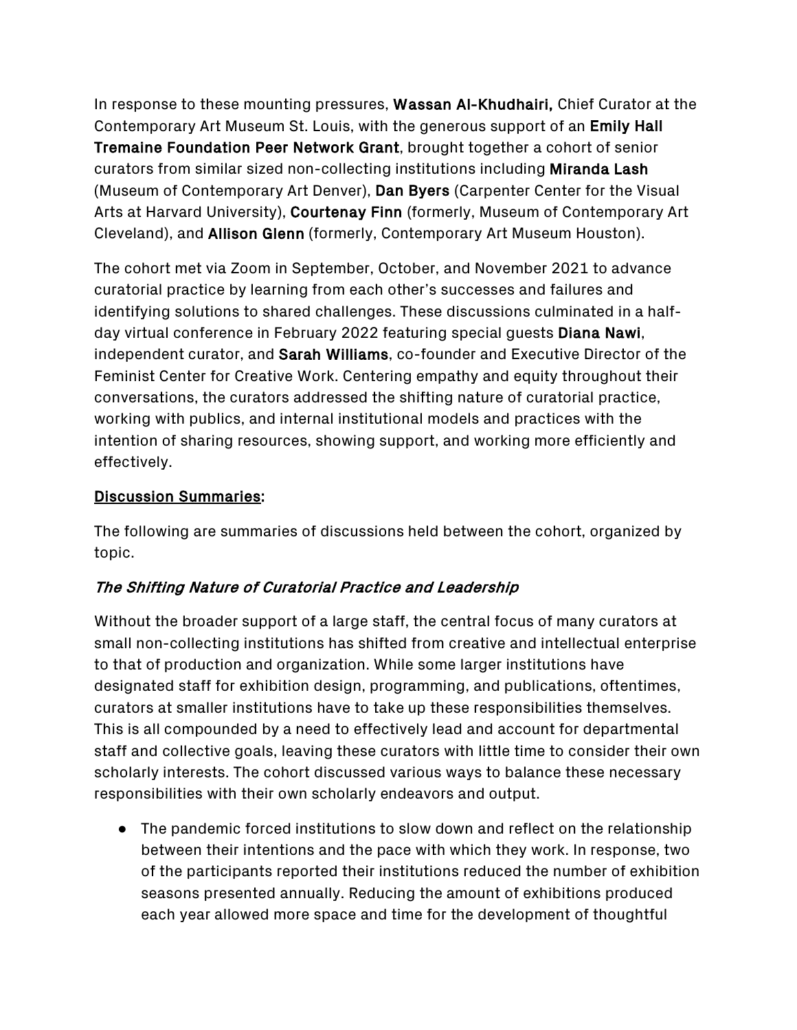In response to these mounting pressures, **Wassan Al-Khudhairi,** Chief Curator at the Contemporary Art Museum St. Louis, with the generous support of an **Emily Hall Tremaine Foundation Peer Network Grant**, brought together a cohort of senior curators from similar sized non-collecting institutions including **Miranda Lash** (Museum of Contemporary Art Denver), **Dan Byers** (Carpenter Center for the Visual Arts at Harvard University), **Courtenay Finn** (formerly, Museum of Contemporary Art Cleveland), and **Allison Glenn** (formerly, Contemporary Art Museum Houston).

The cohort met via Zoom in September, October, and November 2021 to advance curatorial practice by learning from each other's successes and failures and identifying solutions to shared challenges. These discussions culminated in a half-day virtual conference in February 2022 featuring special guests **Diana Nawi**, independent curator, and **Sarah Williams**, co-founder and Executive Director of the Feminist Center for Creative Work. Centering empathy and equity throughout their conversations, the curators addressed the shifting nature of curatorial practice, working with publics, and internal institutional models and practices with the intention of sharing resources, showing support, and working more efficiently and effectively.

**<u>Discussion Summaries</u>:**

The following are summaries of discussions held between the cohort, organized by topic.

### *The Shifting Nature of Curatorial Practice and Leadership*

Without the broader support of a large staff, the central focus of many curators at small non-collecting institutions has shifted from creative and intellectual enterprise to that of production and organization. While some larger institutions have designated staff for exhibition design, programming, and publications, oftentimes, curators at smaller institutions have to take up these responsibilities themselves. This is all compounded by a need to effectively lead and account for departmental staff and collective goals, leaving these curators with little time to consider their own scholarly interests. The cohort discussed various ways to balance these necessary responsibilities with their own scholarly endeavors and output.

- The pandemic forced institutions to slow down and reflect on the relationship between their intentions and the pace with which they work. In response, two of the participants reported their institutions reduced the number of exhibition seasons presented annually. Reducing the amount of exhibitions produced each year allowed more space and time for the development of thoughtful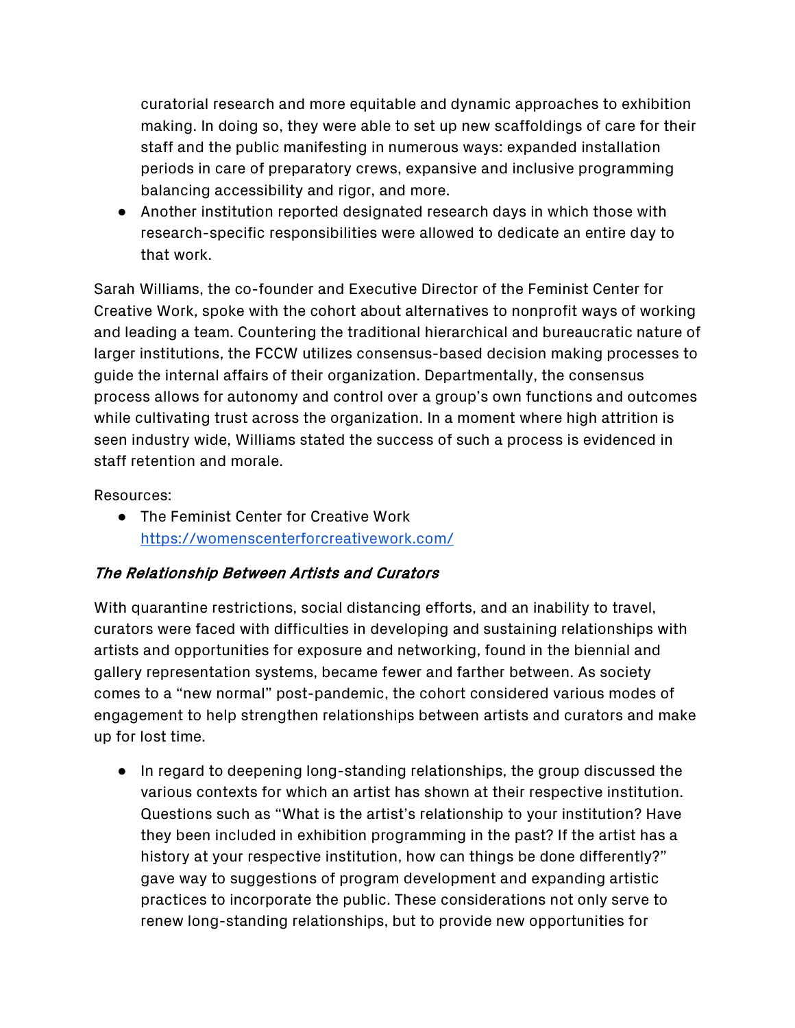curatorial research and more equitable and dynamic approaches to exhibition making. In doing so, they were able to set up new scaffoldings of care for their staff and the public manifesting in numerous ways: expanded installation periods in care of preparatory crews, expansive and inclusive programming balancing accessibility and rigor, and more.

- Another institution reported designated research days in which those with research-specific responsibilities were allowed to dedicate an entire day to that work.

Sarah Williams, the co-founder and Executive Director of the Feminist Center for Creative Work, spoke with the cohort about alternatives to nonprofit ways of working and leading a team. Countering the traditional hierarchical and bureaucratic nature of larger institutions, the FCCW utilizes consensus-based decision making processes to guide the internal affairs of their organization. Departmentally, the consensus process allows for autonomy and control over a group's own functions and outcomes while cultivating trust across the organization. In a moment where high attrition is seen industry wide, Williams stated the success of such a process is evidenced in staff retention and morale.

Resources:

- The Feminist Center for Creative Work [https://womenscenterforcreativework.com/](https://womenscenterforcreativework.com/)

### *The Relationship Between Artists and Curators*

With quarantine restrictions, social distancing efforts, and an inability to travel, curators were faced with difficulties in developing and sustaining relationships with artists and opportunities for exposure and networking, found in the biennial and gallery representation systems, became fewer and farther between. As society comes to a "new normal" post-pandemic, the cohort considered various modes of engagement to help strengthen relationships between artists and curators and make up for lost time.

- In regard to deepening long-standing relationships, the group discussed the various contexts for which an artist has shown at their respective institution. Questions such as "What is the artist's relationship to your institution? Have they been included in exhibition programming in the past? If the artist has a history at your respective institution, how can things be done differently?" gave way to suggestions of program development and expanding artistic practices to incorporate the public. These considerations not only serve to renew long-standing relationships, but to provide new opportunities for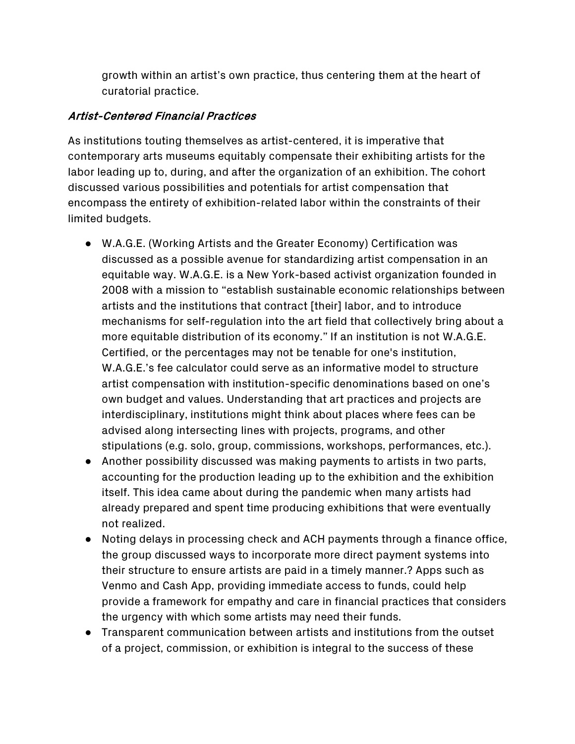growth within an artist's own practice, thus centering them at the heart of curatorial practice.

*Artist-Centered Financial Practices*

As institutions touting themselves as artist-centered, it is imperative that contemporary arts museums equitably compensate their exhibiting artists for the labor leading up to, during, and after the organization of an exhibition. The cohort discussed various possibilities and potentials for artist compensation that encompass the entirety of exhibition-related labor within the constraints of their limited budgets.

- W.A.G.E. (Working Artists and the Greater Economy) Certification was discussed as a possible avenue for standardizing artist compensation in an equitable way. W.A.G.E. is a New York-based activist organization founded in 2008 with a mission to "establish sustainable economic relationships between artists and the institutions that contract [their] labor, and to introduce mechanisms for self-regulation into the art field that collectively bring about a more equitable distribution of its economy." If an institution is not W.A.G.E. Certified, or the percentages may not be tenable for one's institution, W.A.G.E.'s fee calculator could serve as an informative model to structure artist compensation with institution-specific denominations based on one's own budget and values. Understanding that art practices and projects are interdisciplinary, institutions might think about places where fees can be advised along intersecting lines with projects, programs, and other stipulations (e.g. solo, group, commissions, workshops, performances, etc.).
- Another possibility discussed was making payments to artists in two parts, accounting for the production leading up to the exhibition and the exhibition itself. This idea came about during the pandemic when many artists had already prepared and spent time producing exhibitions that were eventually not realized.
- Noting delays in processing check and ACH payments through a finance office, the group discussed ways to incorporate more direct payment systems into their structure to ensure artists are paid in a timely manner.? Apps such as Venmo and Cash App, providing immediate access to funds, could help provide a framework for empathy and care in financial practices that considers the urgency with which some artists may need their funds.
- Transparent communication between artists and institutions from the outset of a project, commission, or exhibition is integral to the success of these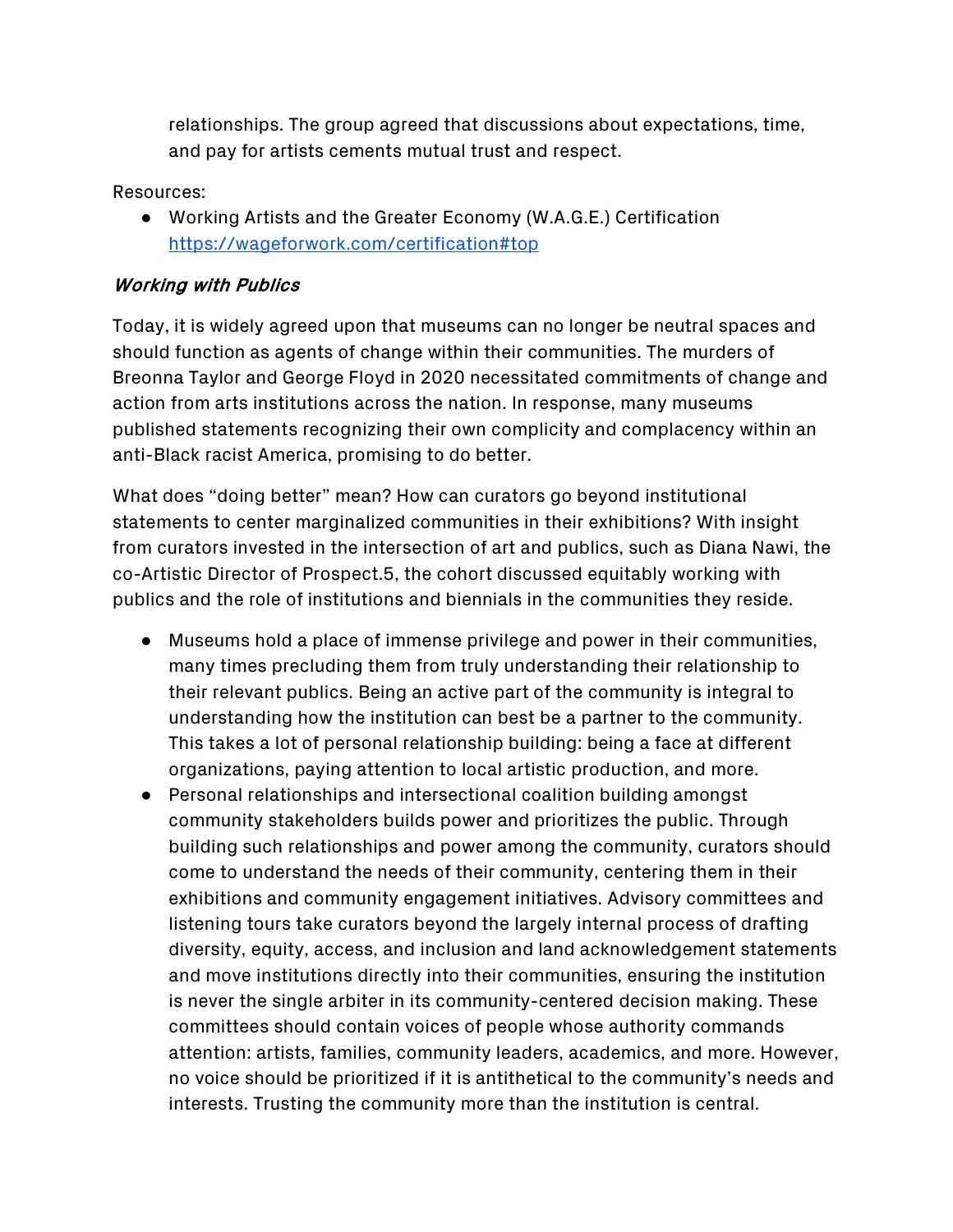relationships. The group agreed that discussions about expectations, time, and pay for artists cements mutual trust and respect.

Resources:

- Working Artists and the Greater Economy (W.A.G.E.) Certification https://wageforwork.com/certification#top

### *Working with Publics*

Today, it is widely agreed upon that museums can no longer be neutral spaces and should function as agents of change within their communities. The murders of Breonna Taylor and George Floyd in 2020 necessitated commitments of change and action from arts institutions across the nation. In response, many museums published statements recognizing their own complicity and complacency within an anti-Black racist America, promising to do better.

What does "doing better" mean? How can curators go beyond institutional statements to center marginalized communities in their exhibitions? With insight from curators invested in the intersection of art and publics, such as Diana Nawi, the co-Artistic Director of Prospect.5, the cohort discussed equitably working with publics and the role of institutions and biennials in the communities they reside.

- Museums hold a place of immense privilege and power in their communities, many times precluding them from truly understanding their relationship to their relevant publics. Being an active part of the community is integral to understanding how the institution can best be a partner to the community. This takes a lot of personal relationship building: being a face at different organizations, paying attention to local artistic production, and more.
- Personal relationships and intersectional coalition building amongst community stakeholders builds power and prioritizes the public. Through building such relationships and power among the community, curators should come to understand the needs of their community, centering them in their exhibitions and community engagement initiatives. Advisory committees and listening tours take curators beyond the largely internal process of drafting diversity, equity, access, and inclusion and land acknowledgement statements and move institutions directly into their communities, ensuring the institution is never the single arbiter in its community-centered decision making. These committees should contain voices of people whose authority commands attention: artists, families, community leaders, academics, and more. However, no voice should be prioritized if it is antithetical to the community's needs and interests. Trusting the community more than the institution is central.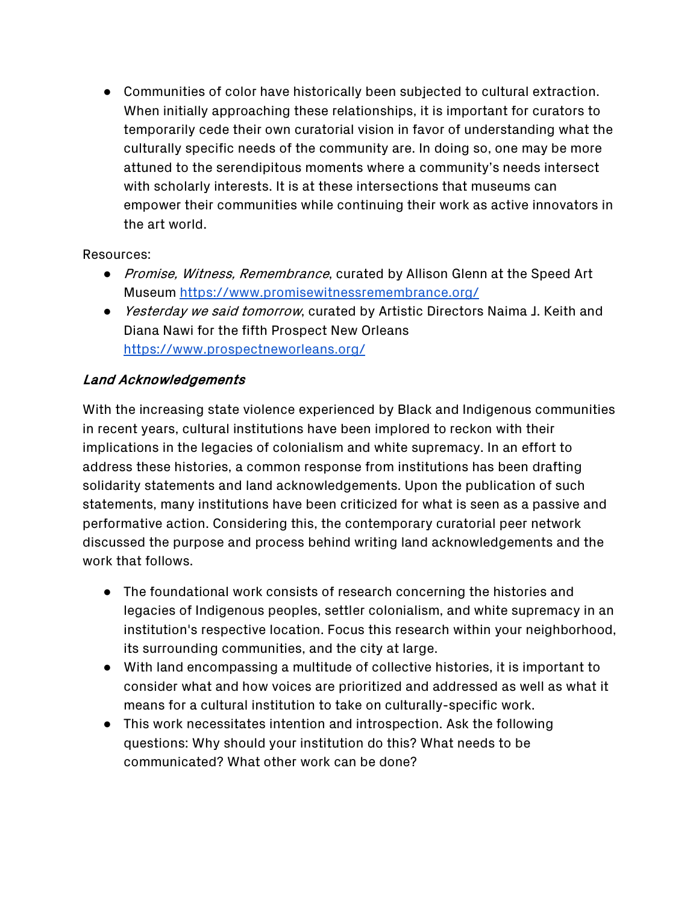- Communities of color have historically been subjected to cultural extraction. When initially approaching these relationships, it is important for curators to temporarily cede their own curatorial vision in favor of understanding what the culturally specific needs of the community are. In doing so, one may be more attuned to the serendipitous moments where a community's needs intersect with scholarly interests. It is at these intersections that museums can empower their communities while continuing their work as active innovators in the art world.

Resources:

- *Promise, Witness, Remembrance*, curated by Allison Glenn at the Speed Art Museum https://www.promisewitnessremembrance.org/
- *Yesterday we said tomorrow*, curated by Artistic Directors Naima J. Keith and Diana Nawi for the fifth Prospect New Orleans https://www.prospectneworleans.org/

### *Land Acknowledgements*

With the increasing state violence experienced by Black and Indigenous communities in recent years, cultural institutions have been implored to reckon with their implications in the legacies of colonialism and white supremacy. In an effort to address these histories, a common response from institutions has been drafting solidarity statements and land acknowledgements. Upon the publication of such statements, many institutions have been criticized for what is seen as a passive and performative action. Considering this, the contemporary curatorial peer network discussed the purpose and process behind writing land acknowledgements and the work that follows.

- The foundational work consists of research concerning the histories and legacies of Indigenous peoples, settler colonialism, and white supremacy in an institution's respective location. Focus this research within your neighborhood, its surrounding communities, and the city at large.
- With land encompassing a multitude of collective histories, it is important to consider what and how voices are prioritized and addressed as well as what it means for a cultural institution to take on culturally-specific work.
- This work necessitates intention and introspection. Ask the following questions: Why should your institution do this? What needs to be communicated? What other work can be done?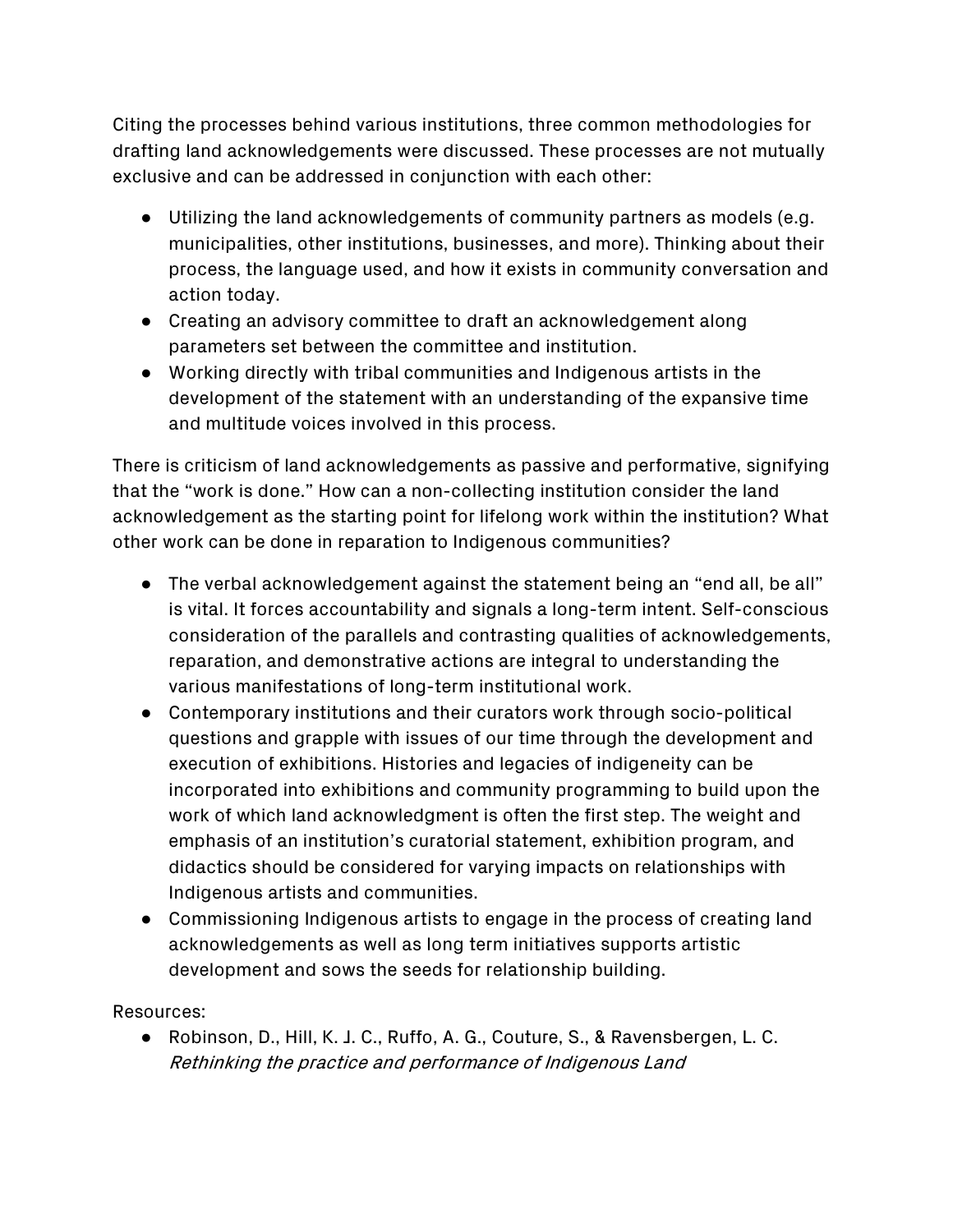Citing the processes behind various institutions, three common methodologies for drafting land acknowledgements were discussed. These processes are not mutually exclusive and can be addressed in conjunction with each other:

- Utilizing the land acknowledgements of community partners as models (e.g. municipalities, other institutions, businesses, and more). Thinking about their process, the language used, and how it exists in community conversation and action today.
- Creating an advisory committee to draft an acknowledgement along parameters set between the committee and institution.
- Working directly with tribal communities and Indigenous artists in the development of the statement with an understanding of the expansive time and multitude voices involved in this process.

There is criticism of land acknowledgements as passive and performative, signifying that the "work is done." How can a non-collecting institution consider the land acknowledgement as the starting point for lifelong work within the institution? What other work can be done in reparation to Indigenous communities?

- The verbal acknowledgement against the statement being an "end all, be all" is vital. It forces accountability and signals a long-term intent. Self-conscious consideration of the parallels and contrasting qualities of acknowledgements, reparation, and demonstrative actions are integral to understanding the various manifestations of long-term institutional work.
- Contemporary institutions and their curators work through socio-political questions and grapple with issues of our time through the development and execution of exhibitions. Histories and legacies of indigeneity can be incorporated into exhibitions and community programming to build upon the work of which land acknowledgment is often the first step. The weight and emphasis of an institution's curatorial statement, exhibition program, and didactics should be considered for varying impacts on relationships with Indigenous artists and communities.
- Commissioning Indigenous artists to engage in the process of creating land acknowledgements as well as long term initiatives supports artistic development and sows the seeds for relationship building.

Resources:

- Robinson, D., Hill, K. J. C., Ruffo, A. G., Couture, S., & Ravensbergen, L. C. *Rethinking the practice and performance of Indigenous Land*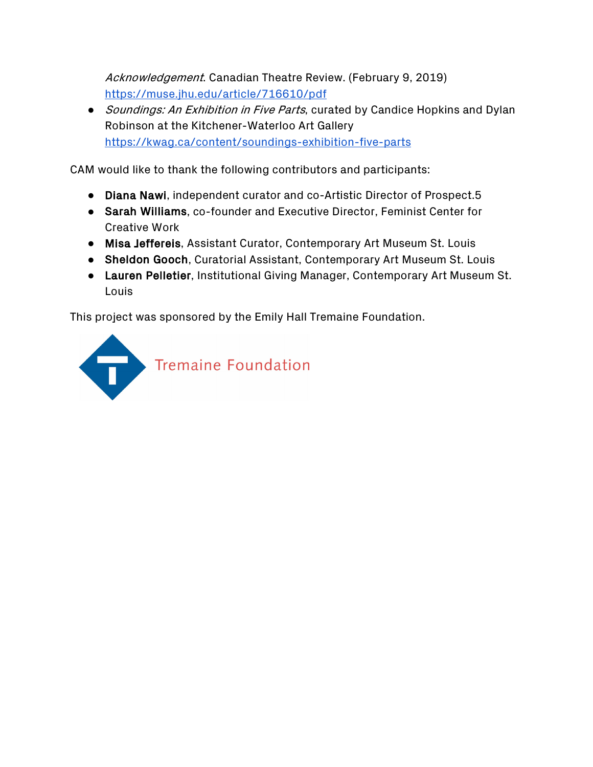*Acknowledgement*. Canadian Theatre Review. (February 9, 2019) https://muse.jhu.edu/article/716610/pdf

- *Soundings: An Exhibition in Five Parts*, curated by Candice Hopkins and Dylan Robinson at the Kitchener-Waterloo Art Gallery https://kwag.ca/content/soundings-exhibition-five-parts

CAM would like to thank the following contributors and participants:

- **Diana Nawi**, independent curator and co-Artistic Director of Prospect.5
- **Sarah Williams**, co-founder and Executive Director, Feminist Center for Creative Work
- **Misa Jeffereis**, Assistant Curator, Contemporary Art Museum St. Louis
- **Sheldon Gooch**, Curatorial Assistant, Contemporary Art Museum St. Louis
- **Lauren Pelletier**, Institutional Giving Manager, Contemporary Art Museum St. Louis

This project was sponsored by the Emily Hall Tremaine Foundation.

Tremaine Foundation